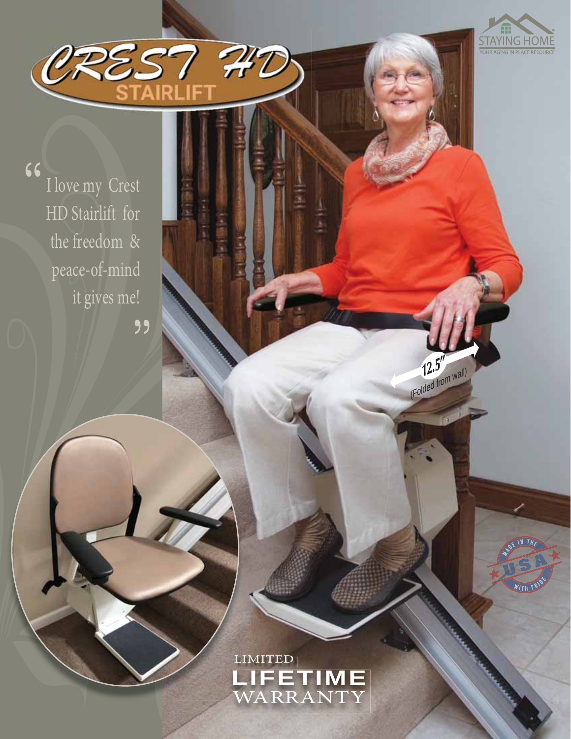# CREST HD STAIRLIFT

STAYING HOME
YOUR AGING IN PLACE RESOURCE

"I love my Crest HD Stairlift for the freedom & peace-of-mind it gives me!"

12.5" (Folded from wall)

MADE IN THE USA WITH PRIDE

LIMITED
**LIFETIME**
WARRANTY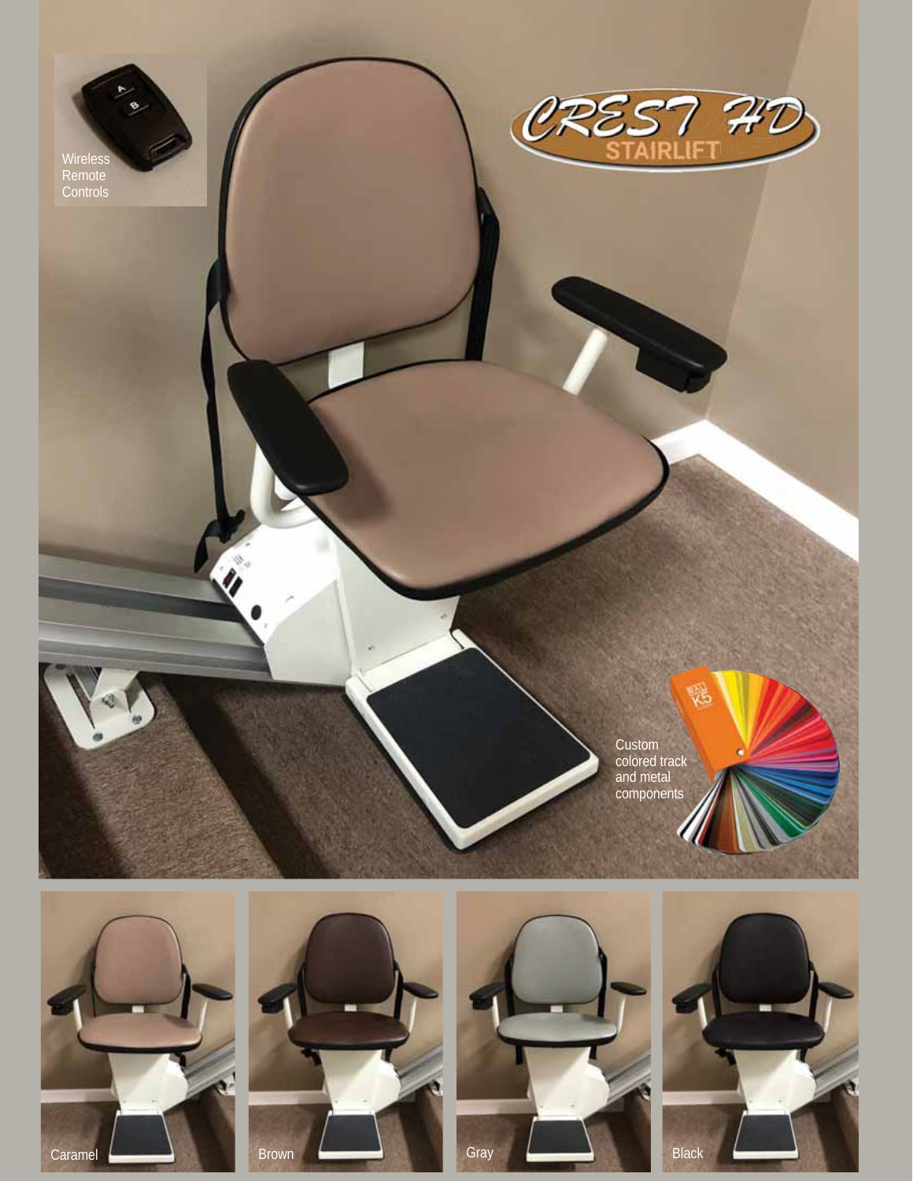CREST HD STAIRLIFT

Wireless Remote Controls

Custom colored track and metal components

Caramel

Brown

Gray

Black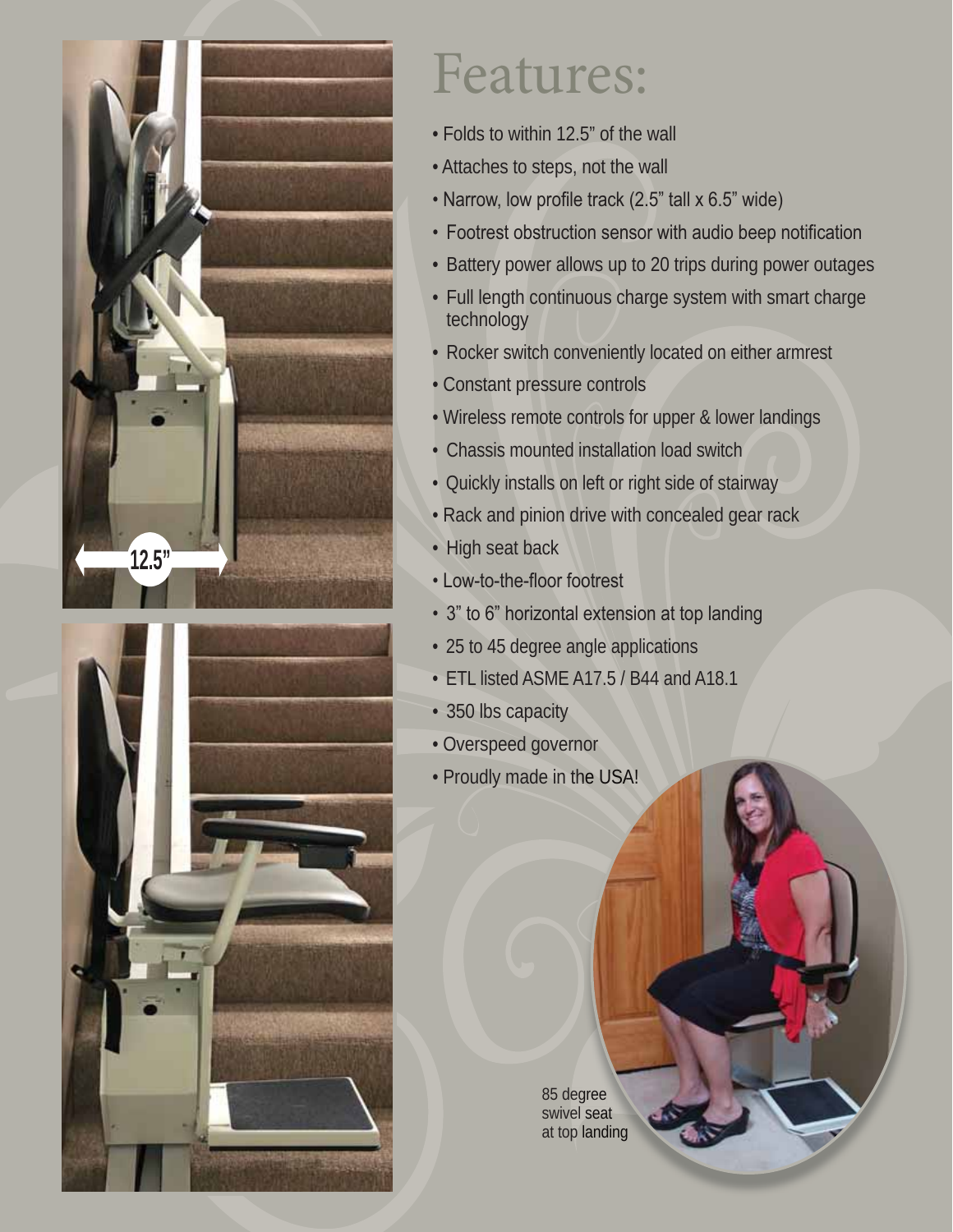# Features:

- Folds to within 12.5” of the wall
- Attaches to steps, not the wall
- Narrow, low profile track (2.5” tall x 6.5” wide)
- Footrest obstruction sensor with audio beep notification
- Battery power allows up to 20 trips during power outages
- Full length continuous charge system with smart charge technology
- Rocker switch conveniently located on either armrest
- Constant pressure controls
- Wireless remote controls for upper & lower landings
- Chassis mounted installation load switch
- Quickly installs on left or right side of stairway
- Rack and pinion drive with concealed gear rack
- High seat back
- Low-to-the-floor footrest
- 3” to 6” horizontal extension at top landing
- 25 to 45 degree angle applications
- ETL listed ASME A17.5 / B44 and A18.1
- 350 lbs capacity
- Overspeed governor
- Proudly made in the USA!

12.5”

85 degree swivel seat at top landing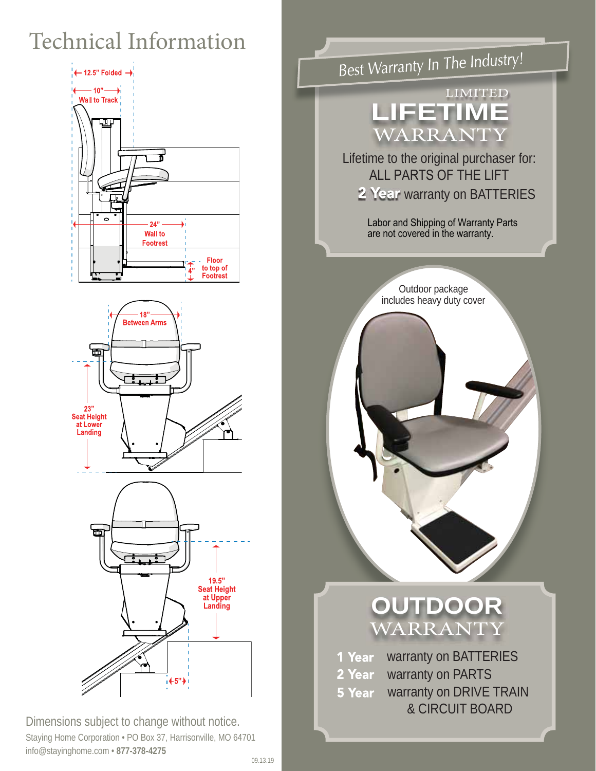# Technical Information

← 12.5" Folded →

← 10" → Wall to Track

← 24" → Wall to Footrest

Floor to top of Footrest

4"

← 18" → Between Arms

23" Seat Height at Lower Landing

19.5" Seat Height at Upper Landing

← 5" →

Dimensions subject to change without notice.

Staying Home Corporation • PO Box 37, Harrisonville, MO 64701

info@stayinghome.com • **877-378-4275**

09.13.19

*Best Warranty In The Industry!*

## LIMITED LIFETIME WARRANTY

Lifetime to the original purchaser for:
ALL PARTS OF THE LIFT
**2 Year** warranty on BATTERIES

Labor and Shipping of Warranty Parts are not covered in the warranty.

Outdoor package includes heavy duty cover

## OUTDOOR WARRANTY

**1 Year** warranty on BATTERIES
**2 Year** warranty on PARTS
**5 Year** warranty on DRIVE TRAIN & CIRCUIT BOARD